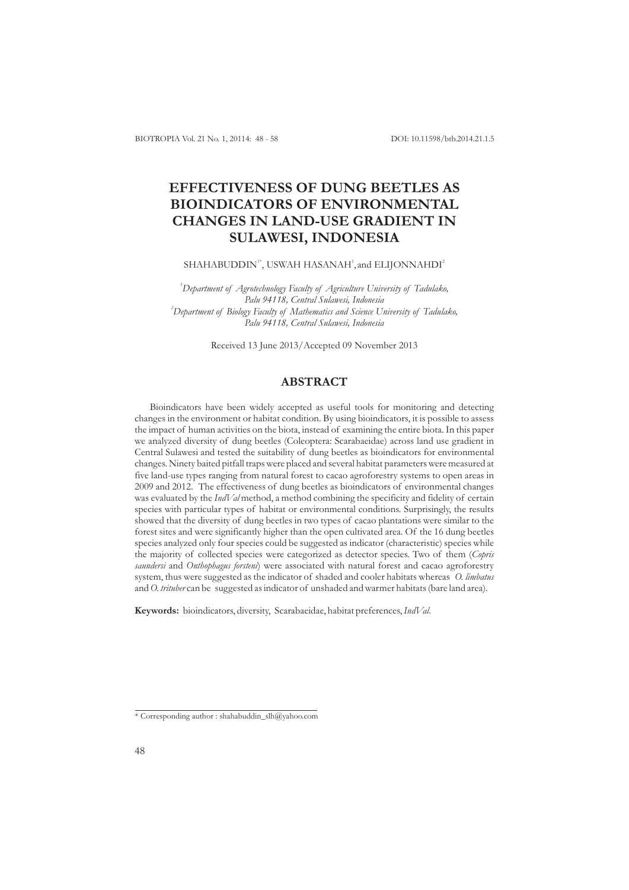# EFFECTIVENESS OF DUNG BEETLES AS BIOINDICATORS OF ENVIRONMENTAL CHANGES IN LAND-USE GRADIENT IN SULAWESI, INDONESIA

SHAHABUDDIN[1*], USWAH HASANAH[1], and ELIJONNAHDI[2]

[1]*Department of Agrotechnology Faculty of Agriculture University of Tadulako, Palu 94118, Central Sulawesi, Indonesia*
[2]*Department of Biology Faculty of Mathematics and Science University of Tadulako, Palu 94118, Central Sulawesi, Indonesia*

Received 13 June 2013/Accepted 09 November 2013

## ABSTRACT

Bioindicators have been widely accepted as useful tools for monitoring and detecting changes in the environment or habitat condition. By using bioindicators, it is possible to assess the impact of human activities on the biota, instead of examining the entire biota. In this paper we analyzed diversity of dung beetles (Coleoptera: Scarabaeidae) across land use gradient in Central Sulawesi and tested the suitability of dung beetles as bioindicators for environmental changes. Ninety baited pitfall traps were placed and several habitat parameters were measured at five land-use types ranging from natural forest to cacao agroforestry systems to open areas in 2009 and 2012. The effectiveness of dung beetles as bioindicators of environmental changes was evaluated by the *IndVal* method, a method combining the specificity and fidelity of certain species with particular types of habitat or environmental conditions. Surprisingly, the results showed that the diversity of dung beetles in two types of cacao plantations were similar to the forest sites and were significantly higher than the open cultivated area. Of the 16 dung beetles species analyzed only four species could be suggested as indicator (characteristic) species while the majority of collected species were categorized as detector species. Two of them (*Copris saundersi* and *Onthophagus forsteni*) were associated with natural forest and cacao agroforestry system, thus were suggested as the indicator of shaded and cooler habitats whereas *O. limbatus* and *O. trituber* can be suggested as indicator of unshaded and warmer habitats (bare land area).

**Keywords:** bioindicators, diversity, Scarabaeidae, habitat preferences, *IndVal*.

---

\* Corresponding author : shahabuddin_slh@yahoo.com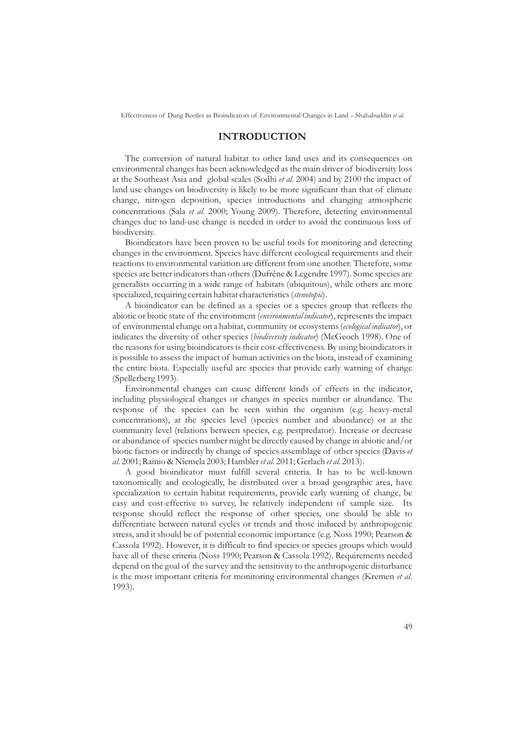## INTRODUCTION

The conversion of natural habitat to other land uses and its consequences on environmental changes has been acknowledged as the main driver of biodiversity loss at the Southeast Asia and global scales (Sodhi *et al*. 2004) and by 2100 the impact of land use changes on biodiversity is likely to be more significant than that of climate change, nitrogen deposition, species introductions and changing atmospheric concentrations (Sala *et al*. 2000; Young 2009). Therefore, detecting environmental changes due to land-use change is needed in order to avoid the continuous loss of biodiversity.

Bioindicators have been proven to be useful tools for monitoring and detecting changes in the environment. Species have different ecological requirements and their reactions to environmental variation are different from one another. Therefore, some species are better indicators than others (Dufrêne & Legendre 1997). Some species are generalists occurring in a wide range of habitats (ubiquitous), while others are more specialized, requiring certain habitat characteristics (*stenotopic*).

A bioindicator can be defined as a species or a species group that reflects the abiotic or biotic state of the environment (*environmental indicator*), represents the impact of environmental change on a habitat, community or ecosystems (*ecological indicator*), or indicates the diversity of other species (*biodiversity indicator*) (McGeoch 1998). One of the reasons for using bioindicators is their cost-effectiveness. By using bioindicators it is possible to assess the impact of human activities on the biota, instead of examining the entire biota. Especially useful are species that provide early warning of change (Spellerberg 1993).

Environmental changes can cause different kinds of effects in the indicator, including physiological changes or changes in species number or abundance. The response of the species can be seen within the organism (e.g. heavy-metal concentrations), at the species level (species number and abundance) or at the community level (relations between species, e.g. pestpredator). Increase or decrease or abundance of species number might be directly caused by change in abiotic and/or biotic factors or indirectly by change of species assemblage of other species (Davis *et al*. 2001; Rainio & Niemela 2003; Hambler *et al*. 2011; Gerlach *et al*. 2013).

A good bioindicator must fulfill several criteria. It has to be well-known taxonomically and ecologically, be distributed over a broad geographic area, have specialization to certain habitat requirements, provide early warning of change, be easy and cost-effective to survey, be relatively independent of sample size. Its response should reflect the response of other species, one should be able to differentiate between natural cycles or trends and those induced by anthropogenic stress, and it should be of potential economic importance (e.g. Noss 1990; Pearson & Cassola 1992). However, it is difficult to find species or species groups which would have all of these criteria (Noss 1990; Pearson & Cassola 1992). Requirements needed depend on the goal of the survey and the sensitivity to the anthropogenic disturbance is the most important criteria for monitoring environmental changes (Kremen *et al*. 1993).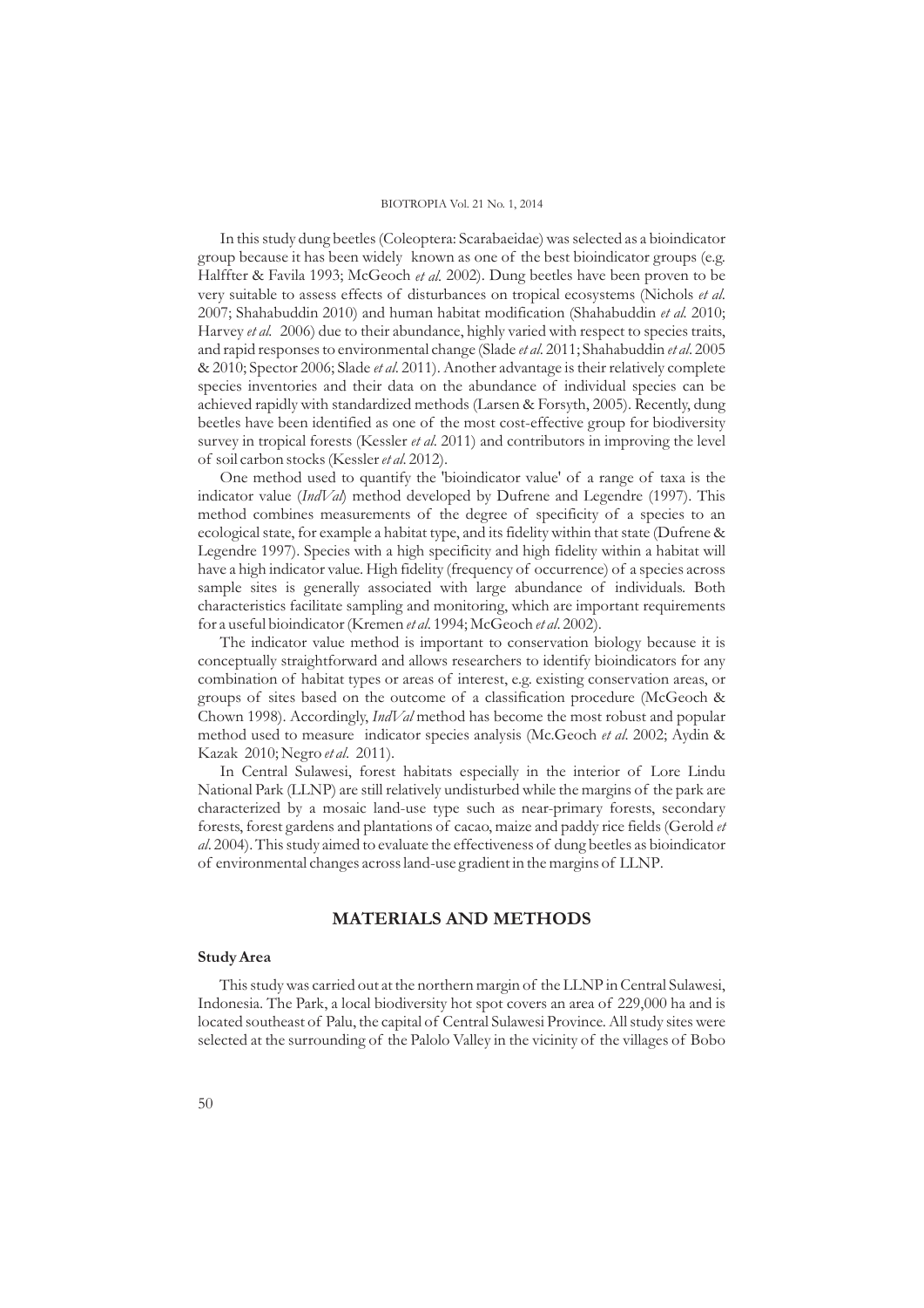In this study dung beetles (Coleoptera: Scarabaeidae) was selected as a bioindicator group because it has been widely known as one of the best bioindicator groups (e.g. Halffter & Favila 1993; McGeoch *et al.* 2002). Dung beetles have been proven to be very suitable to assess effects of disturbances on tropical ecosystems (Nichols *et al.* 2007; Shahabuddin 2010) and human habitat modification (Shahabuddin *et al.* 2010; Harvey *et al.* 2006) due to their abundance, highly varied with respect to species traits, and rapid responses to environmental change (Slade *et al.* 2011; Shahabuddin *et al.* 2005 & 2010; Spector 2006; Slade *et al.* 2011). Another advantage is their relatively complete species inventories and their data on the abundance of individual species can be achieved rapidly with standardized methods (Larsen & Forsyth, 2005). Recently, dung beetles have been identified as one of the most cost-effective group for biodiversity survey in tropical forests (Kessler *et al.* 2011) and contributors in improving the level of soil carbon stocks (Kessler *et al.* 2012).

One method used to quantify the 'bioindicator value' of a range of taxa is the indicator value (*IndVal*) method developed by Dufrene and Legendre (1997). This method combines measurements of the degree of specificity of a species to an ecological state, for example a habitat type, and its fidelity within that state (Dufrene & Legendre 1997). Species with a high specificity and high fidelity within a habitat will have a high indicator value. High fidelity (frequency of occurrence) of a species across sample sites is generally associated with large abundance of individuals. Both characteristics facilitate sampling and monitoring, which are important requirements for a useful bioindicator (Kremen *et al.* 1994; McGeoch *et al.* 2002).

The indicator value method is important to conservation biology because it is conceptually straightforward and allows researchers to identify bioindicators for any combination of habitat types or areas of interest, e.g. existing conservation areas, or groups of sites based on the outcome of a classification procedure (McGeoch & Chown 1998). Accordingly, *IndVal* method has become the most robust and popular method used to measure indicator species analysis (Mc.Geoch *et al.* 2002; Aydin & Kazak 2010; Negro *et al.* 2011).

In Central Sulawesi, forest habitats especially in the interior of Lore Lindu National Park (LLNP) are still relatively undisturbed while the margins of the park are characterized by a mosaic land-use type such as near-primary forests, secondary forests, forest gardens and plantations of cacao, maize and paddy rice fields (Gerold *et al.* 2004). This study aimed to evaluate the effectiveness of dung beetles as bioindicator of environmental changes across land-use gradient in the margins of LLNP.

## MATERIALS AND METHODS

### Study Area

This study was carried out at the northern margin of the LLNP in Central Sulawesi, Indonesia. The Park, a local biodiversity hot spot covers an area of 229,000 ha and is located southeast of Palu, the capital of Central Sulawesi Province. All study sites were selected at the surrounding of the Palolo Valley in the vicinity of the villages of Bobo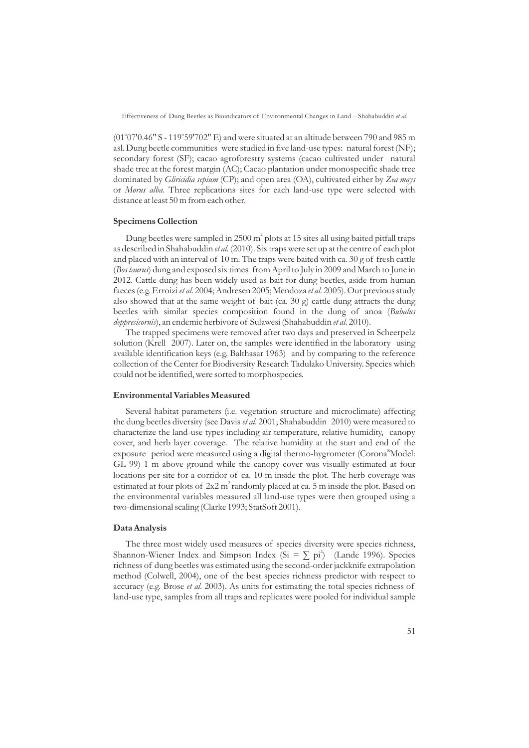(01°07'0.46" S - 119°59'702" E) and were situated at an altitude between 790 and 985 m asl. Dung beetle communities were studied in five land-use types: natural forest (NF); secondary forest (SF); cacao agroforestry systems (cacao cultivated under natural shade tree at the forest margin (AC); Cacao plantation under monospecific shade tree dominated by *Gliricidia sepium* (CP); and open area (OA), cultivated either by *Zea mays* or *Morus alba*. Three replications sites for each land-use type were selected with distance at least 50 m from each other.

### Specimens Collection

Dung beetles were sampled in 2500 $m^2$ plots at 15 sites all using baited pitfall traps as described in Shahabuddin *et al*. (2010). Six traps were set up at the centre of each plot and placed with an interval of 10 m. The traps were baited with ca. 30 g of fresh cattle (*Bos taurus*) dung and exposed six times from April to July in 2009 and March to June in 2012. Cattle dung has been widely used as bait for dung beetles, aside from human faeces (e.g. Erroizi *et al*. 2004; Andresen 2005; Mendoza *et al*. 2005). Our previous study also showed that at the same weight of bait (ca. 30 g) cattle dung attracts the dung beetles with similar species composition found in the dung of anoa (*Bubalus deppresicornis*), an endemic herbivore of Sulawesi (Shahabuddin *et al*. 2010).

The trapped specimens were removed after two days and preserved in Scheerpelz solution (Krell 2007). Later on, the samples were identified in the laboratory using available identification keys (e.g. Balthasar 1963) and by comparing to the reference collection of the Center for Biodiversity Research Tadulako University. Species which could not be identified, were sorted to morphospecies.

### Environmental Variables Measured

Several habitat parameters (i.e. vegetation structure and microclimate) affecting the dung beetles diversity (see Davis *et al*. 2001; Shahabuddin 2010) were measured to characterize the land-use types including air temperature, relative humidity, canopy cover, and herb layer coverage. The relative humidity at the start and end of the exposure period were measured using a digital thermo-hygrometer (Corona[R] Model: GL 99) 1 m above ground while the canopy cover was visually estimated at four locations per site for a corridor of ca. 10 m inside the plot. The herb coverage was estimated at four plots of 2x2 $m^2$ randomly placed at ca. 5 m inside the plot. Based on the environmental variables measured all land-use types were then grouped using a two-dimensional scaling (Clarke 1993; StatSoft 2001).

### Data Analysis

The three most widely used measures of species diversity were species richness, Shannon-Wiener Index and Simpson Index ($Si = \sum pi^2$) (Lande 1996). Species richness of dung beetles was estimated using the second-order jackknife extrapolation method (Colwell, 2004), one of the best species richness predictor with respect to accuracy (e.g. Brose *et al*. 2003). As units for estimating the total species richness of land-use type, samples from all traps and replicates were pooled for individual sample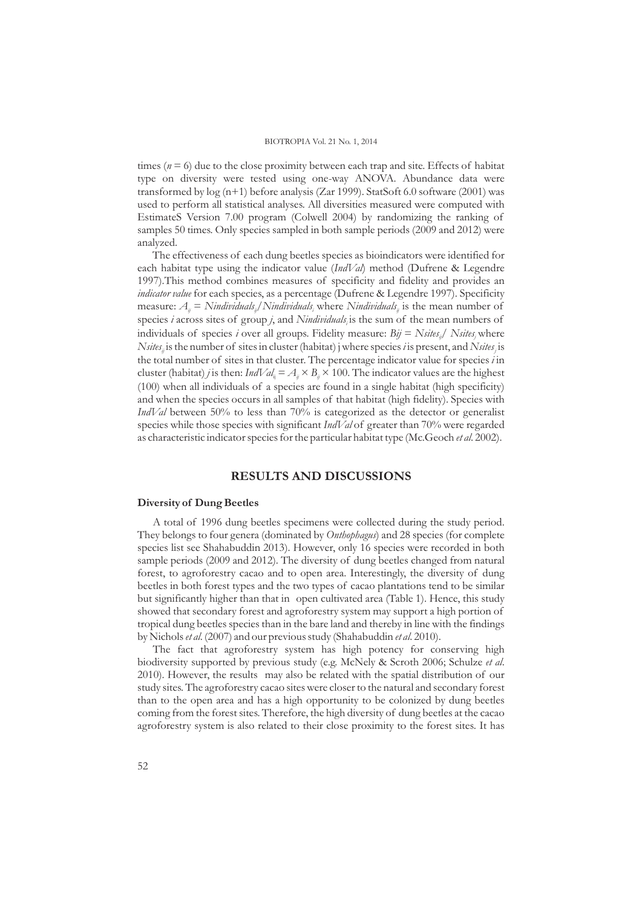times ($n = 6$) due to the close proximity between each trap and site. Effects of habitat type on diversity were tested using one-way ANOVA. Abundance data were transformed by log (n+1) before analysis (Zar 1999). StatSoft 6.0 software (2001) was used to perform all statistical analyses. All diversities measured were computed with EstimateS Version 7.00 program (Colwell 2004) by randomizing the ranking of samples 50 times. Only species sampled in both sample periods (2009 and 2012) were analyzed.

The effectiveness of each dung beetles species as bioindicators were identified for each habitat type using the indicator value (*IndVal*) method (Dufrene & Legendre 1997).This method combines measures of specificity and fidelity and provides an *indicator value* for each species, as a percentage (Dufrene & Legendre 1997). Specificity measure: $A_{ij} = Nindividuals_{ij}/Nindividuals_{i}$ where $Nindividuals_{ij}$ is the mean number of species *i* across sites of group *j*, and $Nindividuals_{i}$ is the sum of the mean numbers of individuals of species *i* over all groups. Fidelity measure: $Bij = Nsites_{ij}/ Nsites_{j}$ where $Nsites_{ij}$ is the number of sites in cluster (habitat) j where species *i* is present, and $Nsites_{j}$ is the total number of sites in that cluster. The percentage indicator value for species *i* in cluster (habitat) *j* is then: $IndVal_{ij} = A_{ij} \times B_{ij} \times 100$. The indicator values are the highest (100) when all individuals of a species are found in a single habitat (high specificity) and when the species occurs in all samples of that habitat (high fidelity). Species with *IndVal* between 50% to less than 70% is categorized as the detector or generalist species while those species with significant *IndVal* of greater than 70% were regarded as characteristic indicator species for the particular habitat type (Mc.Geoch *et al*. 2002).

## RESULTS AND DISCUSSIONS

### Diversity of Dung Beetles

A total of 1996 dung beetles specimens were collected during the study period. They belongs to four genera (dominated by *Onthophagus*) and 28 species (for complete species list see Shahabuddin 2013). However, only 16 species were recorded in both sample periods (2009 and 2012). The diversity of dung beetles changed from natural forest, to agroforestry cacao and to open area. Interestingly, the diversity of dung beetles in both forest types and the two types of cacao plantations tend to be similar but significantly higher than that in open cultivated area (Table 1). Hence, this study showed that secondary forest and agroforestry system may support a high portion of tropical dung beetles species than in the bare land and thereby in line with the findings by Nichols *et al*. (2007) and our previous study (Shahabuddin *et al*. 2010).

The fact that agroforestry system has high potency for conserving high biodiversity supported by previous study (e.g. McNely & Scroth 2006; Schulze *et al*. 2010). However, the results may also be related with the spatial distribution of our study sites. The agroforestry cacao sites were closer to the natural and secondary forest than to the open area and has a high opportunity to be colonized by dung beetles coming from the forest sites. Therefore, the high diversity of dung beetles at the cacao agroforestry system is also related to their close proximity to the forest sites. It has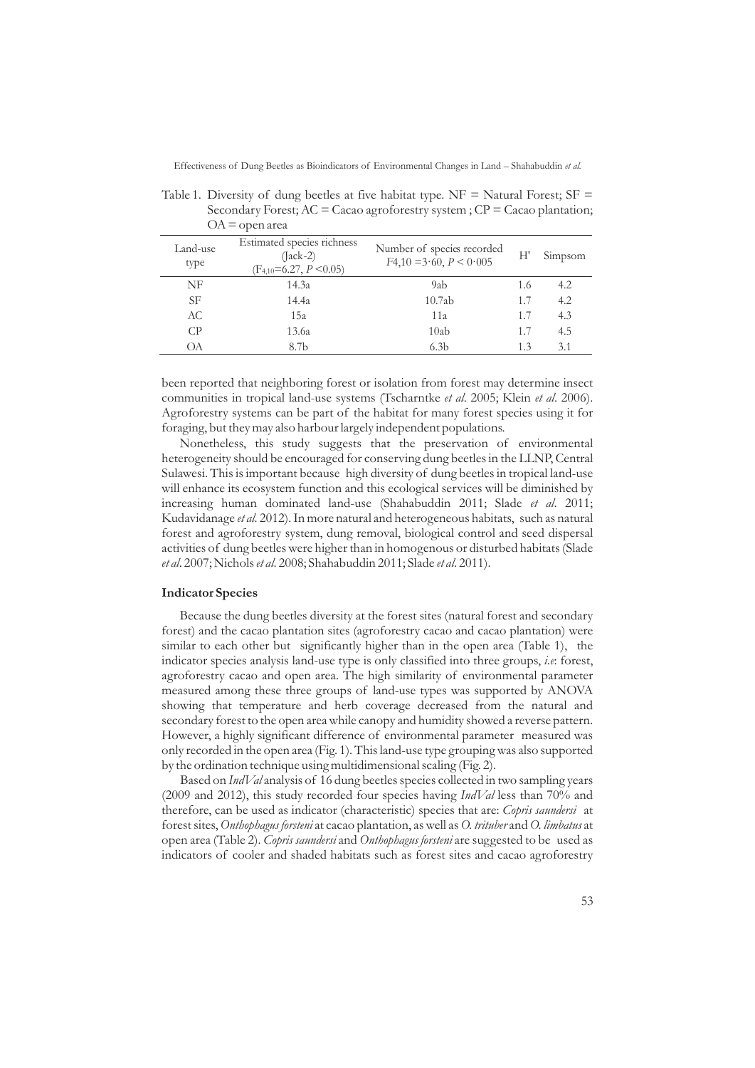Table 1. Diversity of dung beetles at five habitat type. NF = Natural Forest; SF = Secondary Forest; AC = Cacao agroforestry system ; CP = Cacao plantation; OA = open area

| Land-use type | Estimated species richness (Jack-2) ($F_{4,10}$=6.27, $P$ <0.05) | Number of species recorded $F4{,}10 = 3{\cdot}60$, $P < 0{\cdot}005$ | H' | Simpsom |
|---|---|---|---|---|
| NF | 14.3a | 9ab | 1.6 | 4.2 |
| SF | 14.4a | 10.7ab | 1.7 | 4.2 |
| AC | 15a | 11a | 1.7 | 4.3 |
| CP | 13.6a | 10ab | 1.7 | 4.5 |
| OA | 8.7b | 6.3b | 1.3 | 3.1 |

been reported that neighboring forest or isolation from forest may determine insect communities in tropical land-use systems (Tscharntke *et al*. 2005; Klein *et al*. 2006). Agroforestry systems can be part of the habitat for many forest species using it for foraging, but they may also harbour largely independent populations.

Nonetheless, this study suggests that the preservation of environmental heterogeneity should be encouraged for conserving dung beetles in the LLNP, Central Sulawesi. This is important because high diversity of dung beetles in tropical land-use will enhance its ecosystem function and this ecological services will be diminished by increasing human dominated land-use (Shahabuddin 2011; Slade *et al*. 2011; Kudavidanage *et al*. 2012). In more natural and heterogeneous habitats, such as natural forest and agroforestry system, dung removal, biological control and seed dispersal activities of dung beetles were higher than in homogenous or disturbed habitats (Slade *et al*. 2007; Nichols *et al*. 2008; Shahabuddin 2011; Slade *et al*. 2011).

### Indicator Species

Because the dung beetles diversity at the forest sites (natural forest and secondary forest) and the cacao plantation sites (agroforestry cacao and cacao plantation) were similar to each other but significantly higher than in the open area (Table 1), the indicator species analysis land-use type is only classified into three groups, *i.e*: forest, agroforestry cacao and open area. The high similarity of environmental parameter measured among these three groups of land-use types was supported by ANOVA showing that temperature and herb coverage decreased from the natural and secondary forest to the open area while canopy and humidity showed a reverse pattern. However, a highly significant difference of environmental parameter measured was only recorded in the open area (Fig. 1). This land-use type grouping was also supported by the ordination technique using multidimensional scaling (Fig. 2).

Based on *IndVal* analysis of 16 dung beetles species collected in two sampling years (2009 and 2012), this study recorded four species having *IndVal* less than 70% and therefore, can be used as indicator (characteristic) species that are: *Copris saundersi* at forest sites, *Onthophagus forsteni* at cacao plantation, as well as *O. trituber* and *O. limbatus* at open area (Table 2). *Copris saundersi* and *Onthophagus forsteni* are suggested to be used as indicators of cooler and shaded habitats such as forest sites and cacao agroforestry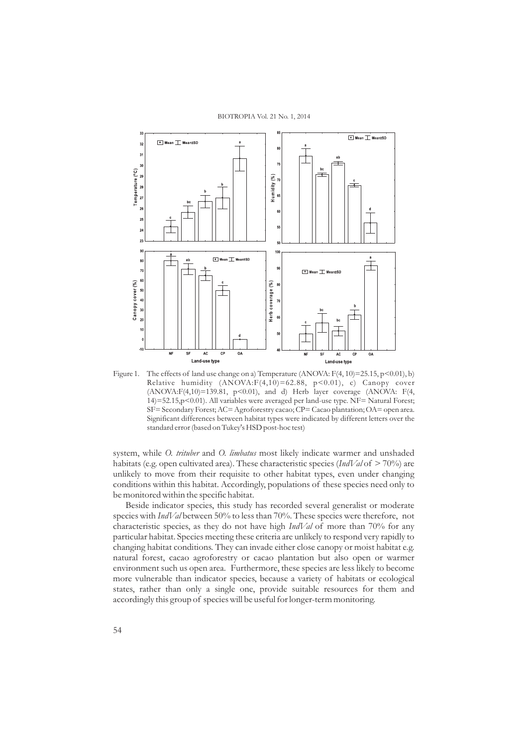Figure 1. The effects of land use change on a) Temperature (ANOVA: $F(4, 10)=25.15$, $p<0.01$), b) Relative humidity (ANOVA: $F(4,10)=62.88$, $p<0.01$), c) Canopy cover (ANOVA: $F(4,10)=139.81$, $p<0.01$), and d) Herb layer coverage (ANOVA: $F(4, 14)=52.15$, $p<0.01$). All variables were averaged per land-use type. NF= Natural Forest; SF= Secondary Forest; AC= Agroforestry cacao; CP= Cacao plantation; OA= open area. Significant differences between habitat types were indicated by different letters over the standard error (based on Tukey's HSD post-hoc test)

system, while *O. trituber* and *O. limbatus* most likely indicate warmer and unshaded habitats (e.g. open cultivated area). These characteristic species (*IndVal* of > 70%) are unlikely to move from their requisite to other habitat types, even under changing conditions within this habitat. Accordingly, populations of these species need only to be monitored within the specific habitat.

Beside indicator species, this study has recorded several generalist or moderate species with *IndVal* between 50% to less than 70%. These species were therefore, not characteristic species, as they do not have high *IndVal* of more than 70% for any particular habitat. Species meeting these criteria are unlikely to respond very rapidly to changing habitat conditions. They can invade either close canopy or moist habitat e.g. natural forest, cacao agroforestry or cacao plantation but also open or warmer environment such us open area. Furthermore, these species are less likely to become more vulnerable than indicator species, because a variety of habitats or ecological states, rather than only a single one, provide suitable resources for them and accordingly this group of species will be useful for longer-term monitoring.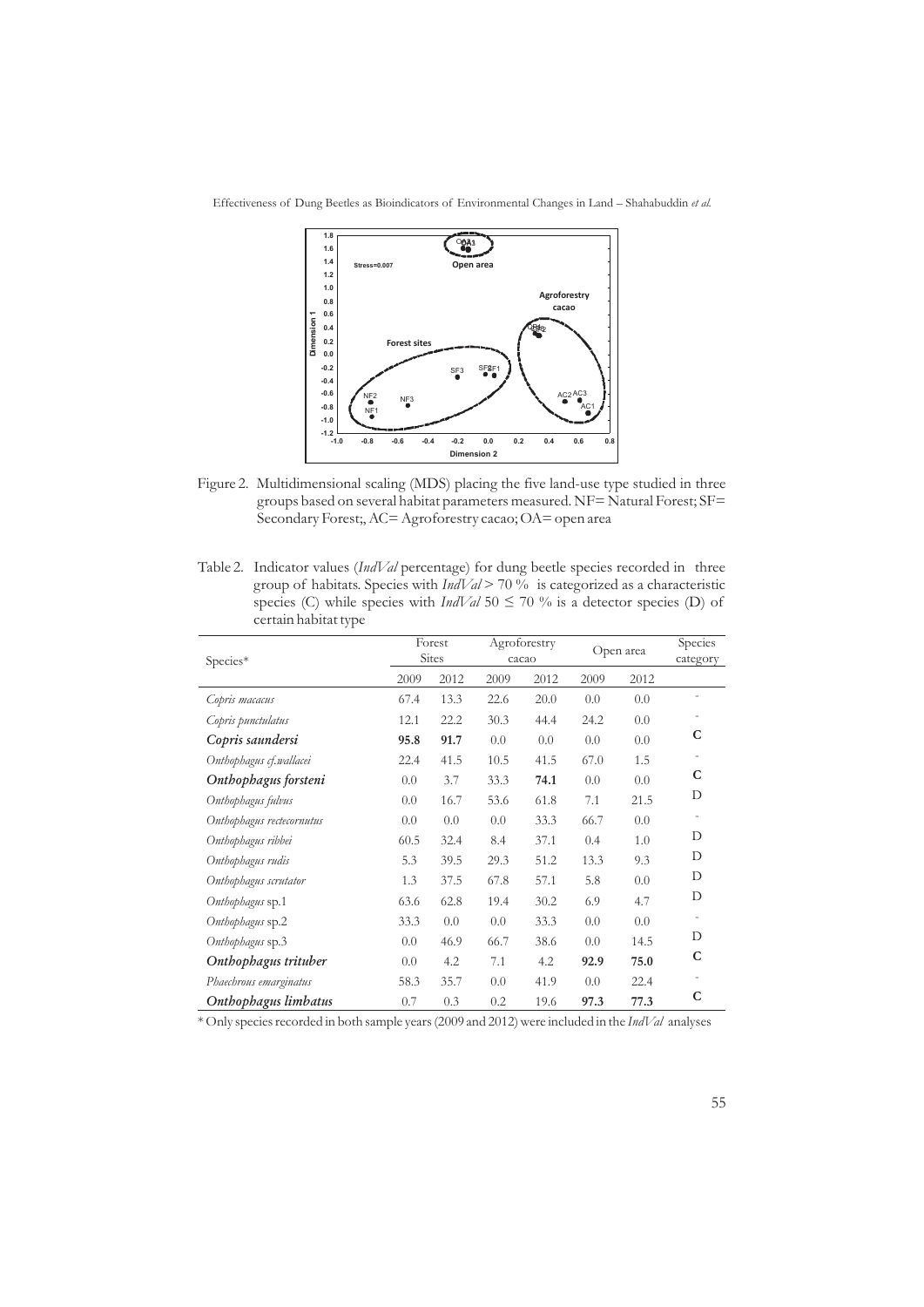Figure 2. Multidimensional scaling (MDS) placing the five land-use type studied in three groups based on several habitat parameters measured. NF= Natural Forest; SF= Secondary Forest;, AC= Agroforestry cacao; OA= open area

Table 2. Indicator values (*IndVal* percentage) for dung beetle species recorded in three group of habitats. Species with *IndVal* > 70 % is categorized as a characteristic species (C) while species with *IndVal* 50 ≤ 70 % is a detector species (D) of certain habitat type

| Species* | Forest Sites | | Agroforestry cacao | | Open area | | Species category |
|---|---|---|---|---|---|---|---|
| | 2009 | 2012 | 2009 | 2012 | 2009 | 2012 | |
| *Copris macacus* | 67.4 | 13.3 | 22.6 | 20.0 | 0.0 | 0.0 | - |
| *Copris punctulatus* | 12.1 | 22.2 | 30.3 | 44.4 | 24.2 | 0.0 | - |
| ***Copris saundersi*** | **95.8** | **91.7** | 0.0 | 0.0 | 0.0 | 0.0 | C |
| *Onthophagus cf.wallacei* | 22.4 | 41.5 | 10.5 | 41.5 | 67.0 | 1.5 | - |
| ***Onthophagus forsteni*** | 0.0 | 3.7 | 33.3 | **74.1** | 0.0 | 0.0 | C |
| *Onthophagus fulvus* | 0.0 | 16.7 | 53.6 | 61.8 | 7.1 | 21.5 | D |
| *Onthophagus rectecornutus* | 0.0 | 0.0 | 0.0 | 33.3 | 66.7 | 0.0 | - |
| *Onthophagus ribbei* | 60.5 | 32.4 | 8.4 | 37.1 | 0.4 | 1.0 | D |
| *Onthophagus rudis* | 5.3 | 39.5 | 29.3 | 51.2 | 13.3 | 9.3 | D |
| *Onthophagus scrutator* | 1.3 | 37.5 | 67.8 | 57.1 | 5.8 | 0.0 | D |
| *Onthophagus* sp.1 | 63.6 | 62.8 | 19.4 | 30.2 | 6.9 | 4.7 | D |
| *Onthophagus* sp.2 | 33.3 | 0.0 | 0.0 | 33.3 | 0.0 | 0.0 | - |
| *Onthophagus* sp.3 | 0.0 | 46.9 | 66.7 | 38.6 | 0.0 | 14.5 | D |
| ***Onthophagus trituber*** | 0.0 | 4.2 | 7.1 | 4.2 | **92.9** | **75.0** | C |
| *Phaechrous emarginatus* | 58.3 | 35.7 | 0.0 | 41.9 | 0.0 | 22.4 | - |
| ***Onthophagus limbatus*** | 0.7 | 0.3 | 0.2 | 19.6 | **97.3** | **77.3** | C |

\* Only species recorded in both sample years (2009 and 2012) were included in the *IndVal* analyses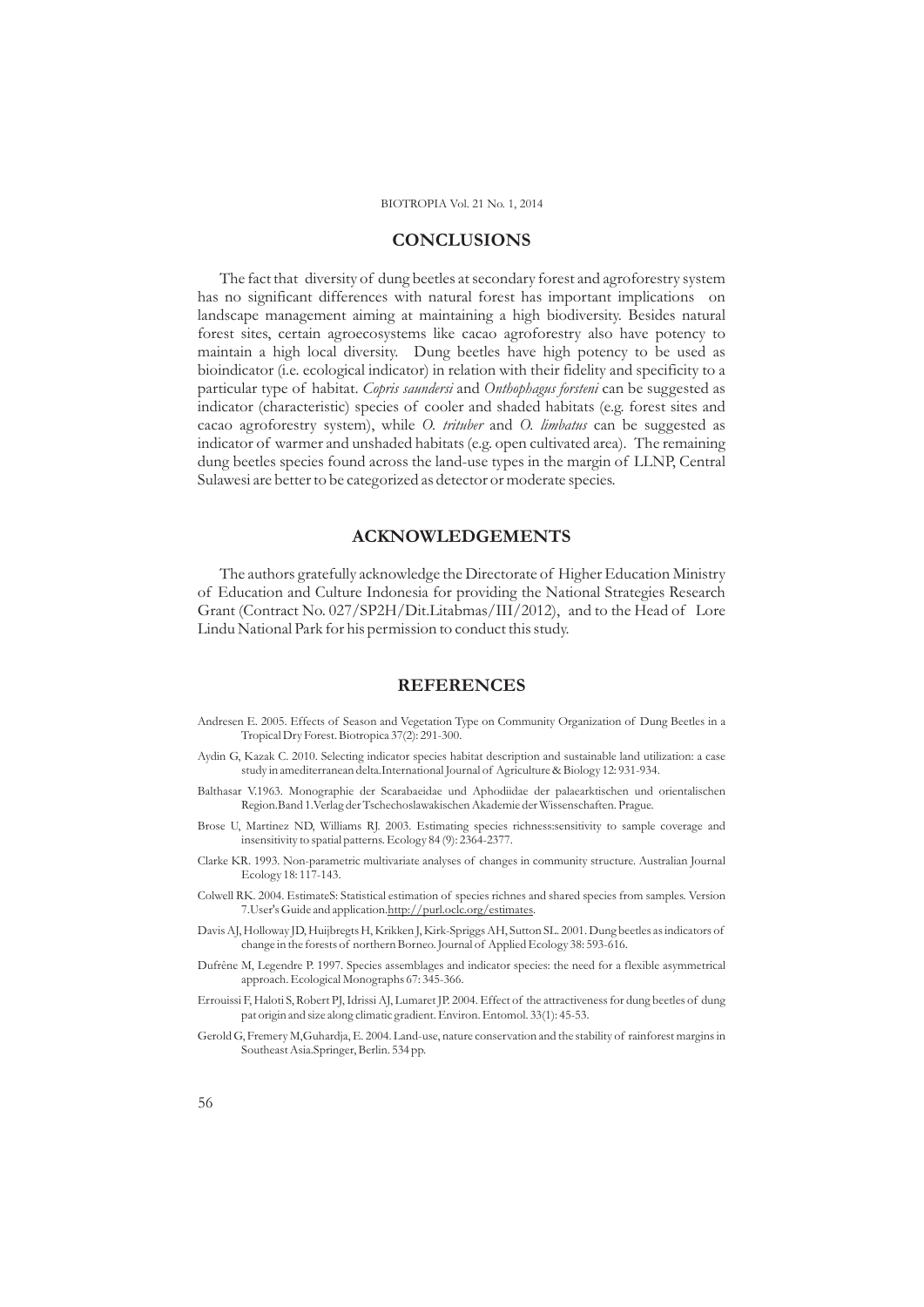## CONCLUSIONS

The fact that diversity of dung beetles at secondary forest and agroforestry system has no significant differences with natural forest has important implications on landscape management aiming at maintaining a high biodiversity. Besides natural forest sites, certain agroecosystems like cacao agroforestry also have potency to maintain a high local diversity. Dung beetles have high potency to be used as bioindicator (i.e. ecological indicator) in relation with their fidelity and specificity to a particular type of habitat. *Copris saundersi* and *Onthophagus forsteni* can be suggested as indicator (characteristic) species of cooler and shaded habitats (e.g. forest sites and cacao agroforestry system), while *O. trituber* and *O. limbatus* can be suggested as indicator of warmer and unshaded habitats (e.g. open cultivated area). The remaining dung beetles species found across the land-use types in the margin of LLNP, Central Sulawesi are better to be categorized as detector or moderate species.

## ACKNOWLEDGEMENTS

The authors gratefully acknowledge the Directorate of Higher Education Ministry of Education and Culture Indonesia for providing the National Strategies Research Grant (Contract No. 027/SP2H/Dit.Litabmas/III/2012), and to the Head of Lore Lindu National Park for his permission to conduct this study.

## REFERENCES

Andresen E. 2005. Effects of Season and Vegetation Type on Community Organization of Dung Beetles in a Tropical Dry Forest. Biotropica 37(2): 291-300.

Aydin G, Kazak C. 2010. Selecting indicator species habitat description and sustainable land utilization: a case study in amediterranean delta.International Journal of Agriculture & Biology 12: 931-934.

Balthasar V.1963. Monographie der Scarabaeidae und Aphodiidae der palaearktischen und orientalischen Region.Band 1.Verlag der Tschechoslawakischen Akademie der Wissenschaften. Prague.

Brose U, Martinez ND, Williams RJ. 2003. Estimating species richness:sensitivity to sample coverage and insensitivity to spatial patterns. Ecology 84 (9): 2364-2377.

Clarke KR. 1993. Non-parametric multivariate analyses of changes in community structure. Australian Journal Ecology 18: 117-143.

Colwell RK. 2004. EstimateS: Statistical estimation of species richnes and shared species from samples. Version 7.User's Guide and application.http://purl.oclc.org/estimates.

Davis AJ, Holloway JD, Huijbregts H, Krikken J, Kirk-Spriggs AH, Sutton SL. 2001. Dung beetles as indicators of change in the forests of northern Borneo. Journal of Applied Ecology 38: 593-616.

Dufrêne M, Legendre P. 1997. Species assemblages and indicator species: the need for a flexible asymmetrical approach. Ecological Monographs 67: 345-366.

Errouissi F, Haloti S, Robert PJ, Idrissi AJ, Lumaret JP. 2004. Effect of the attractiveness for dung beetles of dung pat origin and size along climatic gradient. Environ. Entomol. 33(1): 45-53.

Gerold G, Fremery M,Guhardja, E. 2004. Land-use, nature conservation and the stability of rainforest margins in Southeast Asia.Springer, Berlin. 534 pp.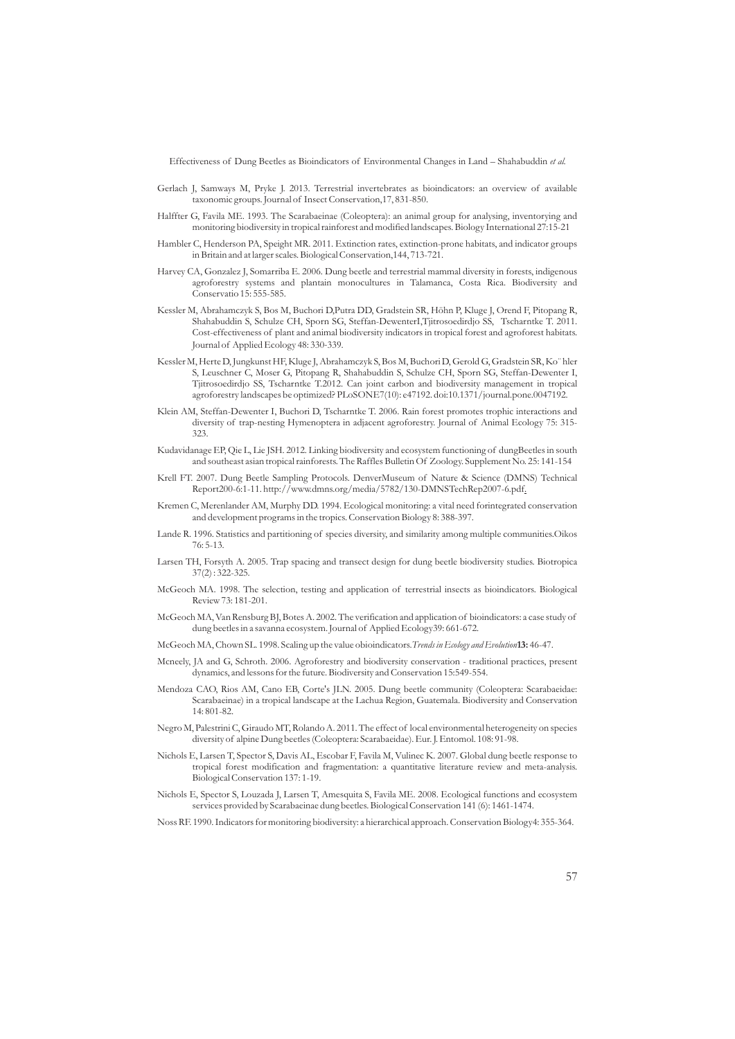Gerlach J, Samways M, Pryke J. 2013. Terrestrial invertebrates as bioindicators: an overview of available taxonomic groups. Journal of Insect Conservation,17, 831-850.

Halffter G, Favila ME. 1993. The Scarabaeinae (Coleoptera): an animal group for analysing, inventorying and monitoring biodiversity in tropical rainforest and modified landscapes. Biology International 27:15-21

Hambler C, Henderson PA, Speight MR. 2011. Extinction rates, extinction-prone habitats, and indicator groups in Britain and at larger scales. Biological Conservation,144, 713-721.

Harvey CA, Gonzalez J, Somarriba E. 2006. Dung beetle and terrestrial mammal diversity in forests, indigenous agroforestry systems and plantain monocultures in Talamanca, Costa Rica. Biodiversity and Conservatio 15: 555-585.

Kessler M, Abrahamczyk S, Bos M, Buchori D,Putra DD, Gradstein SR, Höhn P, Kluge J, Orend F, Pitopang R, Shahabuddin S, Schulze CH, Sporn SG, Steffan-DewenterI,Tjitrosoedirdjo SS, Tscharntke T. 2011. Cost-effectiveness of plant and animal biodiversity indicators in tropical forest and agroforest habitats. Journal of Applied Ecology 48: 330-339.

Kessler M, Herte D, Jungkunst HF, Kluge J, Abrahamczyk S, Bos M, Buchori D, Gerold G, Gradstein SR, Ko¨hler S, Leuschner C, Moser G, Pitopang R, Shahabuddin S, Schulze CH, Sporn SG, Steffan-Dewenter I, Tjitrosoedirdjo SS, Tscharntke T.2012. Can joint carbon and biodiversity management in tropical agroforestry landscapes be optimized? PLoSONE7(10): e47192. doi:10.1371/journal.pone.0047192.

Klein AM, Steffan-Dewenter I, Buchori D, Tscharntke T. 2006. Rain forest promotes trophic interactions and diversity of trap-nesting Hymenoptera in adjacent agroforestry. Journal of Animal Ecology 75: 315-323.

Kudavidanage EP, Qie L, Lie JSH. 2012. Linking biodiversity and ecosystem functioning of dungBeetles in south and southeast asian tropical rainforests. The Raffles Bulletin Of Zoology. Supplement No. 25: 141-154

Krell FT. 2007. Dung Beetle Sampling Protocols. DenverMuseum of Nature & Science (DMNS) Technical Report200-6:1-11. http://www.dmns.org/media/5782/130-DMNSTechRep2007-6.pdf.

Kremen C, Merenlander AM, Murphy DD. 1994. Ecological monitoring: a vital need forintegrated conservation and development programs in the tropics. Conservation Biology 8: 388-397.

Lande R. 1996. Statistics and partitioning of species diversity, and similarity among multiple communities.Oikos 76: 5-13.

Larsen TH, Forsyth A. 2005. Trap spacing and transect design for dung beetle biodiversity studies. Biotropica 37(2) : 322-325.

McGeoch MA. 1998. The selection, testing and application of terrestrial insects as bioindicators. Biological Review 73: 181-201.

McGeoch MA, Van Rensburg BJ, Botes A. 2002. The verification and application of bioindicators: a case study of dung beetles in a savanna ecosystem. Journal of Applied Ecology39: 661-672.

McGeoch MA, Chown SL. 1998. Scaling up the value obioindicators.*Trends in Ecology and Evolution***13:** 46-47.

Mcneely, JA and G, Schroth. 2006. Agroforestry and biodiversity conservation - traditional practices, present dynamics, and lessons for the future. Biodiversity and Conservation 15:549-554.

Mendoza CAO, Rios AM, Cano EB, Corte's JLN. 2005. Dung beetle community (Coleoptera: Scarabaeidae: Scarabaeinae) in a tropical landscape at the Lachua Region, Guatemala. Biodiversity and Conservation 14: 801-82.

Negro M, Palestrini C, Giraudo MT, Rolando A. 2011. The effect of local environmental heterogeneity on species diversity of alpine Dung beetles (Coleoptera: Scarabaeidae). Eur. J. Entomol. 108: 91-98.

Nichols E, Larsen T, Spector S, Davis AL, Escobar F, Favila M, Vulinec K. 2007. Global dung beetle response to tropical forest modification and fragmentation: a quantitative literature review and meta-analysis. Biological Conservation 137: 1-19.

Nichols E, Spector S, Louzada J, Larsen T, Amesquita S, Favila ME. 2008. Ecological functions and ecosystem services provided by Scarabaeinae dung beetles. Biological Conservation 141 (6): 1461-1474.

Noss RF. 1990. Indicators for monitoring biodiversity: a hierarchical approach. Conservation Biology4: 355-364.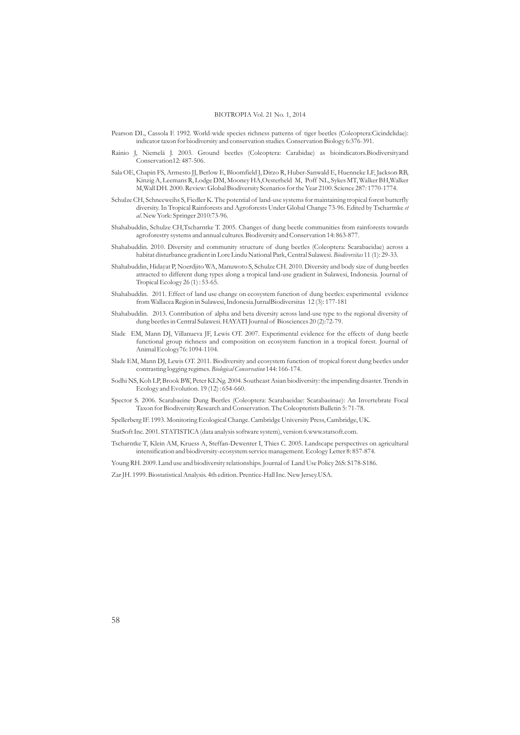Pearson DL, Cassola F. 1992. World-wide species richness patterns of tiger beetles (Coleoptera:Cicindelidae): indicator taxon for biodiversity and conservation studies. Conservation Biology 6:376-391.

Rainio J, Niemelä J. 2003. Ground beetles (Coleoptera: Carabidae) as bioindicators.Biodiversityand Conservation12: 487-506.

Sala OE, Chapin FS, Armesto JJ, Berlow E, Bloomfield J, Dirzo R, Huber-Sanwald E, Huenneke LF, Jackson RB, Kinzig A, Leemans R, Lodge DM, Mooney HA,Oesterheld M, Poff NL, Sykes MT, Walker BH,Walker M,Wall DH. 2000. Review: Global Biodiversity Scenarios for the Year 2100. Science 287: 1770-1774.

Schulze CH, Schneeweihs S, Fiedler K. The potential of land-use systems for maintaining tropical forest butterfly diversity. In Tropical Rainforests and Agroforests Under Global Change 73-96. Edited by Tschartnke *et al*. New York: Springer 2010:73-96.

Shahabuddin, Schulze CH,Tscharntke T. 2005. Changes of dung beetle communities from rainforests towards agroforestry systems and annual cultures. Biodiversity and Conservation 14: 863-877.

Shahabuddin. 2010. Diversity and community structure of dung beetles (Coleoptera: Scarabaeidae) across a habitat disturbance gradient in Lore Lindu National Park, Central Sulawesi. *Biodiversitas* 11 (1): 29-33.

Shahabuddin, Hidayat P, Noerdjito WA, Manuwoto S, Schulze CH. 2010. Diversity and body size of dung beetles attracted to different dung types along a tropical land-use gradient in Sulawesi, Indonesia. Journal of Tropical Ecology 26 (1) : 53-65.

Shahabuddin. 2011. Effect of land use change on ecosystem function of dung beetles: experimental evidence from Wallacea Region in Sulawesi, Indonesia.JurnalBiodiversitas 12 (3): 177-181

Shahabuddin. 2013. Contribution of alpha and beta diversity across land-use type to the regional diversity of dung beetles in Central Sulawesi. HAYATI Journal of Biosciences 20 (2):72-79.

Slade EM, Mann DJ, Villanueva JF, Lewis OT. 2007. Experimental evidence for the effects of dung beetle functional group richness and composition on ecosystem function in a tropical forest. Journal of Animal Ecology76: 1094-1104.

Slade EM, Mann DJ, Lewis OT. 2011. Biodiversity and ecosystem function of tropical forest dung beetles under contrasting logging regimes. *Biological Conservation* 144: 166-174.

Sodhi NS, Koh LP, Brook BW, Peter KLNg. 2004. Southeast Asian biodiversity: the impending disaster. Trends in Ecology and Evolution. 19 (12) : 654-660.

Spector S. 2006. Scarabaeine Dung Beetles (Coleoptera: Scarabaeidae: Scarabaeinae): An Invertebrate Focal Taxon for Biodiversity Research and Conservation. The Coleopterists Bulletin 5: 71-78.

Spellerberg IF. 1993. Monitoring Ecological Change. Cambridge University Press, Cambridge, UK.

StatSoft Inc. 2001. STATISTICA (data analysis software system), version 6.www.statsoft.com.

Tscharntke T, Klein AM, Kruess A, Steffan-Dewenter I, Thies C. 2005. Landscape perspectives on agricultural intensification and biodiversity-ecosystem service management. Ecology Letter 8: 857-874.

Young RH. 2009. Land use and biodiversity relationships. Journal of Land Use Policy 26S: S178-S186.

Zar JH. 1999. Biostatistical Analysis. 4th edition. Prentice-Hall Inc. New Jersey.USA.